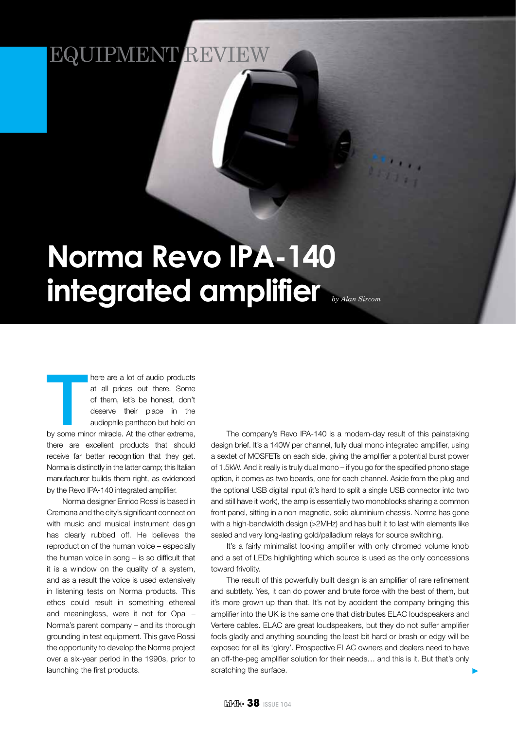EQUIPMENT REVIEW

# Norma Revo IPA-140 integrated amplifier

*by Alan Sircom*

There are a lot of audio products at all prices out there. Some of them, let's be honest, don't deserve their place in the audiophile pantheon but hold on by some minor miracle. At the other extreme, there are excellent products that should receive far better recognition that they get. Norma is distinctly in the latter camp; this Italian manufacturer builds them right, as evidenced by the Revo IPA-140 integrated amplifier.

Norma designer Enrico Rossi is based in Cremona and the city's significant connection with music and musical instrument design has clearly rubbed off. He believes the reproduction of the human voice – especially the human voice in song – is so difficult that it is a window on the quality of a system, and as a result the voice is used extensively in listening tests on Norma products. This ethos could result in something ethereal and meaningless, were it not for Opal – Norma's parent company – and its thorough grounding in test equipment. This gave Rossi the opportunity to develop the Norma project over a six-year period in the 1990s, prior to launching the first products.

The company's Revo IPA-140 is a modern-day result of this painstaking design brief. It's a 140W per channel, fully dual mono integrated amplifier, using a sextet of MOSFETs on each side, giving the amplifier a potential burst power of 1.5kW. And it really is truly dual mono – if you go for the specified phono stage option, it comes as two boards, one for each channel. Aside from the plug and the optional USB digital input (it's hard to split a single USB connector into two and still have it work), the amp is essentially two monoblocks sharing a common front panel, sitting in a non-magnetic, solid aluminium chassis. Norma has gone with a high-bandwidth design (>2MHz) and has built it to last with elements like sealed and very long-lasting gold/palladium relays for source switching.

It's a fairly minimalist looking amplifier with only chromed volume knob and a set of LEDs highlighting which source is used as the only concessions toward frivolity.

The result of this powerfully built design is an amplifier of rare refinement and subtlety. Yes, it can do power and brute force with the best of them, but it's more grown up than that. It's not by accident the company bringing this amplifier into the UK is the same one that distributes ELAC loudspeakers and Vertere cables. ELAC are great loudspeakers, but they do not suffer amplifier fools gladly and anything sounding the least bit hard or brash or edgy will be exposed for all its 'glory'. Prospective ELAC owners and dealers need to have an off-the-peg amplifier solution for their needs… and this is it. But that's only scratching the surface.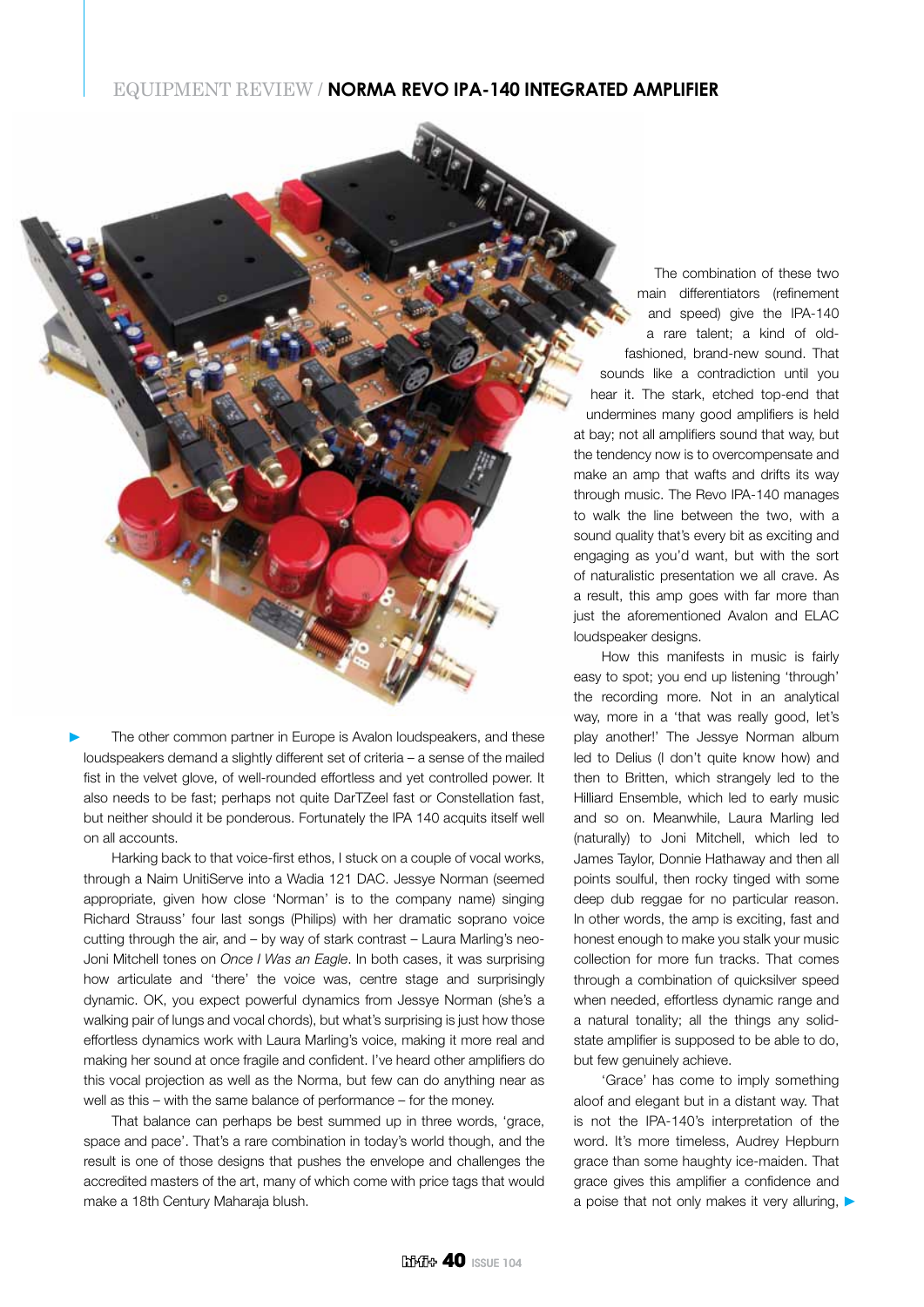The other common partner in Europe is Avalon loudspeakers, and these loudspeakers demand a slightly different set of criteria – a sense of the mailed fist in the velvet glove, of well-rounded effortless and yet controlled power. It also needs to be fast; perhaps not quite DarTZeel fast or Constellation fast, but neither should it be ponderous. Fortunately the IPA 140 acquits itself well on all accounts.

Harking back to that voice-first ethos, I stuck on a couple of vocal works, through a Naim UnitiServe into a Wadia 121 DAC. Jessye Norman (seemed appropriate, given how close 'Norman' is to the company name) singing Richard Strauss' four last songs (Philips) with her dramatic soprano voice cutting through the air, and – by way of stark contrast – Laura Marling's neo-Joni Mitchell tones on *Once I Was an Eagle*. In both cases, it was surprising how articulate and 'there' the voice was, centre stage and surprisingly dynamic. OK, you expect powerful dynamics from Jessye Norman (she's a walking pair of lungs and vocal chords), but what's surprising is just how those effortless dynamics work with Laura Marling's voice, making it more real and making her sound at once fragile and confident. I've heard other amplifiers do this vocal projection as well as the Norma, but few can do anything near as well as this – with the same balance of performance – for the money.

That balance can perhaps be best summed up in three words, 'grace, space and pace'. That's a rare combination in today's world though, and the result is one of those designs that pushes the envelope and challenges the accredited masters of the art, many of which come with price tags that would make a 18th Century Maharaja blush.

The combination of these two main differentiators (refinement and speed) give the IPA-140 a rare talent; a kind of old-fashioned, brand-new sound. That sounds like a contradiction until you hear it. The stark, etched top-end that undermines many good amplifiers is held at bay; not all amplifiers sound that way, but the tendency now is to overcompensate and make an amp that wafts and drifts its way through music. The Revo IPA-140 manages to walk the line between the two, with a sound quality that's every bit as exciting and engaging as you'd want, but with the sort of naturalistic presentation we all crave. As a result, this amp goes with far more than just the aforementioned Avalon and ELAC loudspeaker designs.

How this manifests in music is fairly easy to spot; you end up listening 'through' the recording more. Not in an analytical way, more in a 'that was really good, let's play another!' The Jessye Norman album led to Delius (I don't quite know how) and then to Britten, which strangely led to the Hilliard Ensemble, which led to early music and so on. Meanwhile, Laura Marling led (naturally) to Joni Mitchell, which led to James Taylor, Donnie Hathaway and then all points soulful, then rocky tinged with some deep dub reggae for no particular reason. In other words, the amp is exciting, fast and honest enough to make you stalk your music collection for more fun tracks. That comes through a combination of quicksilver speed when needed, effortless dynamic range and a natural tonality; all the things any solid-state amplifier is supposed to be able to do, but few genuinely achieve.

'Grace' has come to imply something aloof and elegant but in a distant way. That is not the IPA-140's interpretation of the word. It's more timeless, Audrey Hepburn grace than some haughty ice-maiden. That grace gives this amplifier a confidence and a poise that not only makes it very alluring,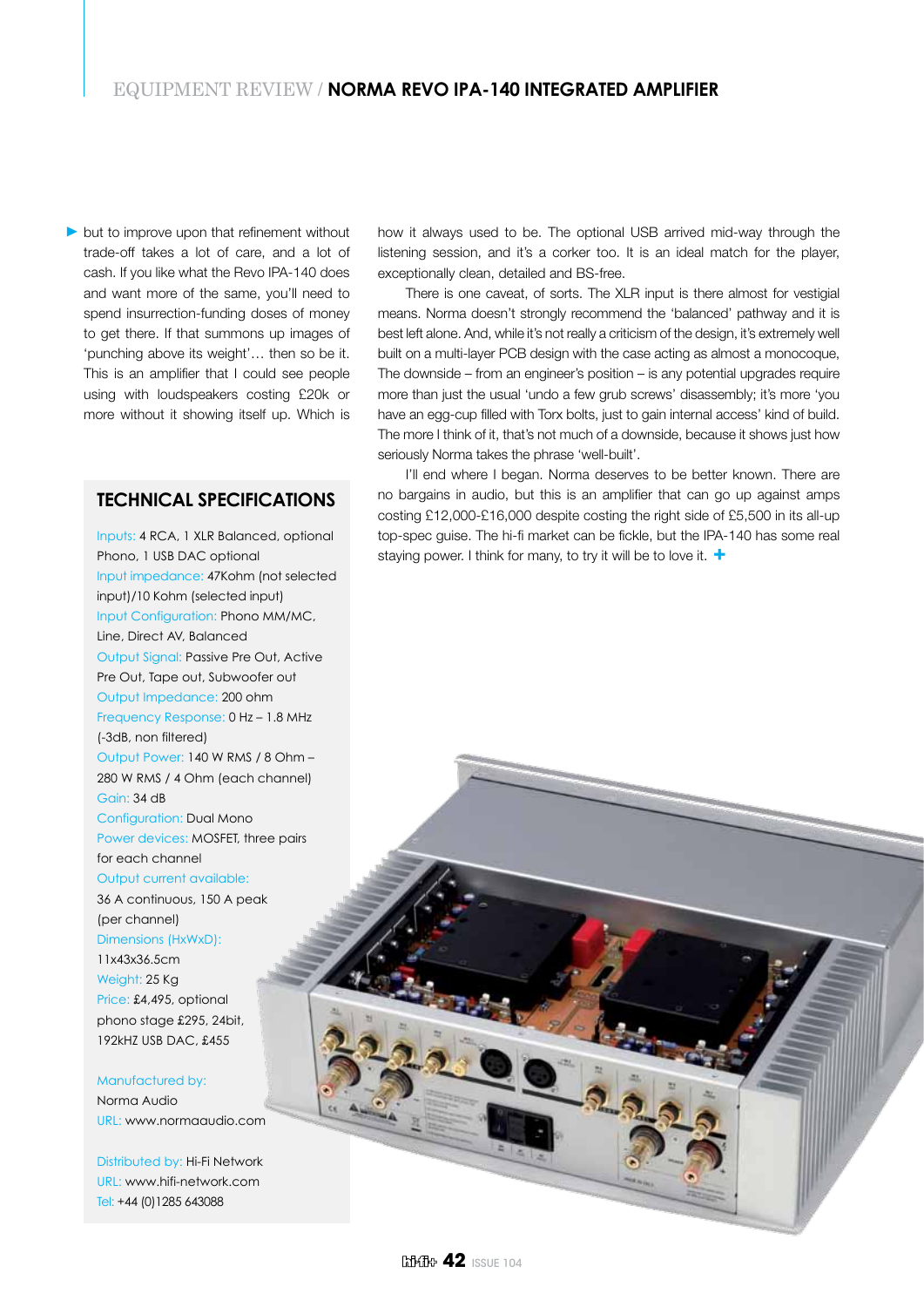but to improve upon that refinement without trade-off takes a lot of care, and a lot of cash. If you like what the Revo IPA-140 does and want more of the same, you'll need to spend insurrection-funding doses of money to get there. If that summons up images of 'punching above its weight'… then so be it. This is an amplifier that I could see people using with loudspeakers costing £20k or more without it showing itself up. Which is how it always used to be. The optional USB arrived mid-way through the listening session, and it's a corker too. It is an ideal match for the player, exceptionally clean, detailed and BS-free.

There is one caveat, of sorts. The XLR input is there almost for vestigial means. Norma doesn't strongly recommend the 'balanced' pathway and it is best left alone. And, while it's not really a criticism of the design, it's extremely well built on a multi-layer PCB design with the case acting as almost a monocoque, The downside – from an engineer's position – is any potential upgrades require more than just the usual 'undo a few grub screws' disassembly; it's more 'you have an egg-cup filled with Torx bolts, just to gain internal access' kind of build. The more I think of it, that's not much of a downside, because it shows just how seriously Norma takes the phrase 'well-built'.

I'll end where I began. Norma deserves to be better known. There are no bargains in audio, but this is an amplifier that can go up against amps costing £12,000-£16,000 despite costing the right side of £5,500 in its all-up top-spec guise. The hi-fi market can be fickle, but the IPA-140 has some real staying power. I think for many, to try it will be to love it. +

## TECHNICAL SPECIFICATIONS

Inputs: 4 RCA, 1 XLR Balanced, optional Phono, 1 USB DAC optional

Input impedance: 47Kohm (not selected input)/10 Kohm (selected input)

Input Configuration: Phono MM/MC, Line, Direct AV, Balanced

Output Signal: Passive Pre Out, Active Pre Out, Tape out, Subwoofer out

Output Impedance: 200 ohm

Frequency Response: 0 Hz – 1.8 MHz (-3dB, non filtered)

Output Power: 140 W RMS / 8 Ohm – 280 W RMS / 4 Ohm (each channel)

Gain: 34 dB

Configuration: Dual Mono

Power devices: MOSFET, three pairs for each channel

Output current available: 36 A continuous, 150 A peak (per channel)

Dimensions (HxWxD): 11x43x36.5cm

Weight: 25 Kg

Price: £4,495, optional phono stage £295, 24bit, 192kHZ USB DAC, £455

Manufactured by: Norma Audio

URL: www.normaaudio.com

Distributed by: Hi-Fi Network

URL: www.hifi-network.com

Tel: +44 (0)1285 643088